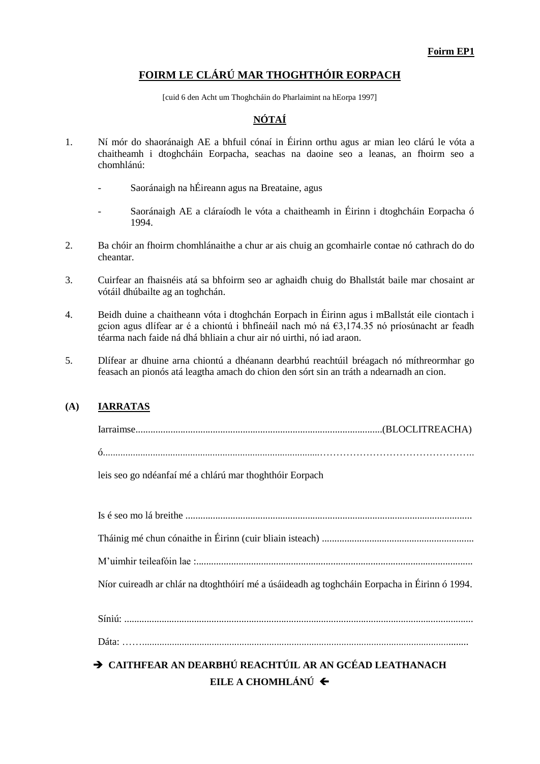**Foirm EP1**

# FOIRM LE CLÁRÚ MAR THOGHTHÓIR EORPACH

[cuid 6 den Acht um Thoghcháin do Pharlaimint na hEorpa 1997]

## NÓTAÍ

1. Ní mór do shaoránaigh AE a bhfuil cónaí in Éirinn orthu agus ar mian leo clárú le vóta a chaitheamh i dtoghcháin Eorpacha, seachas na daoine seo a leanas, an fhoirm seo a chomhlánú:

   - Saoránaigh na hÉireann agus na Breataine, agus
   - Saoránaigh AE a cláraíodh le vóta a chaitheamh in Éirinn i dtoghcháin Eorpacha ó 1994.

2. Ba chóir an fhoirm chomhlánaithe a chur ar ais chuig an gcomhairle contae nó cathrach do do cheantar.

3. Cuirfear an fhaisnéis atá sa bhfoirm seo ar aghaidh chuig do Bhallstát baile mar chosaint ar vótáil dhúbailte ag an toghchán.

4. Beidh duine a chaitheann vóta i dtoghchán Eorpach in Éirinn agus i mBallstát eile ciontach i gcion agus dlífear ar é a chiontú i bhfíneáil nach mó ná €3,174.35 nó príosúnacht ar feadh téarma nach faide ná dhá bhliain a chur air nó uirthi, nó iad araon.

5. Dlífear ar dhuine arna chiontú a dhéanann dearbhú reachtúil bréagach nó míthreormhar go feasach an pionós atá leagtha amach do chion den sórt sin an tráth a ndearnadh an cion.

## (A) IARRATAS

Iarraimse..................................................................................................(BLOCLITREACHA)

ó.......................................................................................………………………………………..

leis seo go ndéanfaí mé a chlárú mar thoghthóir Eorpach

Is é seo mo lá breithe ..................................................................................................................

Tháinig mé chun cónaithe in Éirinn (cuir bliain isteach) ............................................................

M'uimhir teileafóin lae :..............................................................................................................

Níor cuireadh ar chlár na dtoghthóirí mé a úsáideadh ag toghcháin Eorpacha in Éirinn ó 1994.

Síniú: ..........................................................................................................................................

Dáta: ……..................................................................................................................................

**➔ CAITHFEAR AN DEARBHÚ REACHTÚIL AR AN GCÉAD LEATHANACH EILE A CHOMHLÁNÚ ←**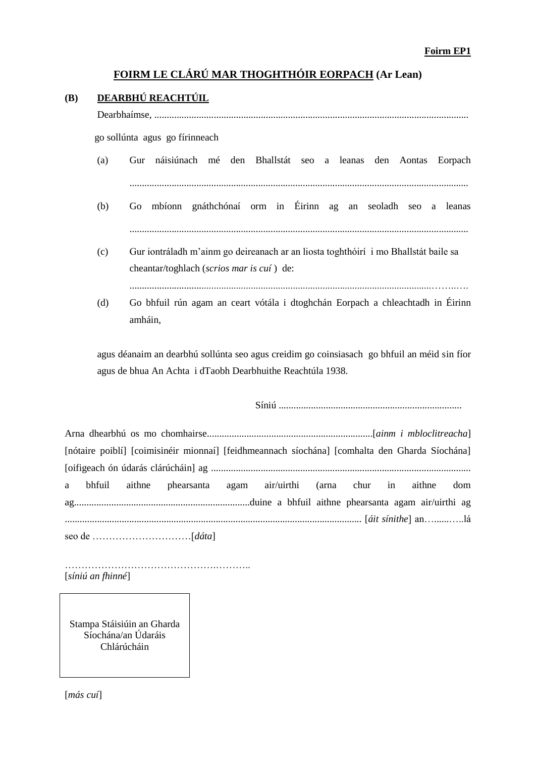**Foirm EP1**

## FOIRM LE CLÁRÚ MAR THOGHTHÓIR EORPACH (Ar Lean)

**(B) DEARBHÚ REACHTÚIL**

Dearbhaímse, ..............................................................................................................................

go sollúnta agus go fírinneach

(a) Gur náisiúnach mé den Bhallstát seo a leanas den Aontas Eorpach

.......................................................................................................................................

(b) Go mbíonn gnáthchónaí orm in Éirinn ag an seoladh seo a leanas

.......................................................................................................................................

(c) Gur iontráladh m'ainm go deireanach ar an liosta toghthóirí i mo Bhallstát baile sa cheantar/toghlach (*scrios mar is cuí* ) de:

.......................................................................................................................................

(d) Go bhfuil rún agam an ceart vótála i dtoghchán Eorpach a chleachtadh in Éirinn amháin,

agus déanaim an dearbhú sollúnta seo agus creidim go coinsiasach go bhfuil an méid sin fíor agus de bhua An Achta i dTaobh Dearbhuithe Reachtúla 1938.

Síniú ..........................................................................

Arna dhearbhú os mo chomhairse...................................................................[*ainm i mbloclitreacha*] [nótaire poiblí] [coimisinéir mionnaí] [feidhmeannach síochána] [comhalta den Gharda Síochána] [oifigeach ón údarás clárúcháin] ag ........................................................................................................ a bhfuil aithne phearsanta agam air/uirthi (arna chur in aithne dom ag.......................................................................duine a bhfuil aithne phearsanta agam air/uirthi ag ....................................................................................................................... [*áit sínithe*] an…......…..lá seo de …………………………[*dáta*]

………………………………………….………..
[*síniú an fhinné*]

Stampa Stáisiúin an Gharda Síochána/an Údaráis Chlárúcháin

[*más cuí*]